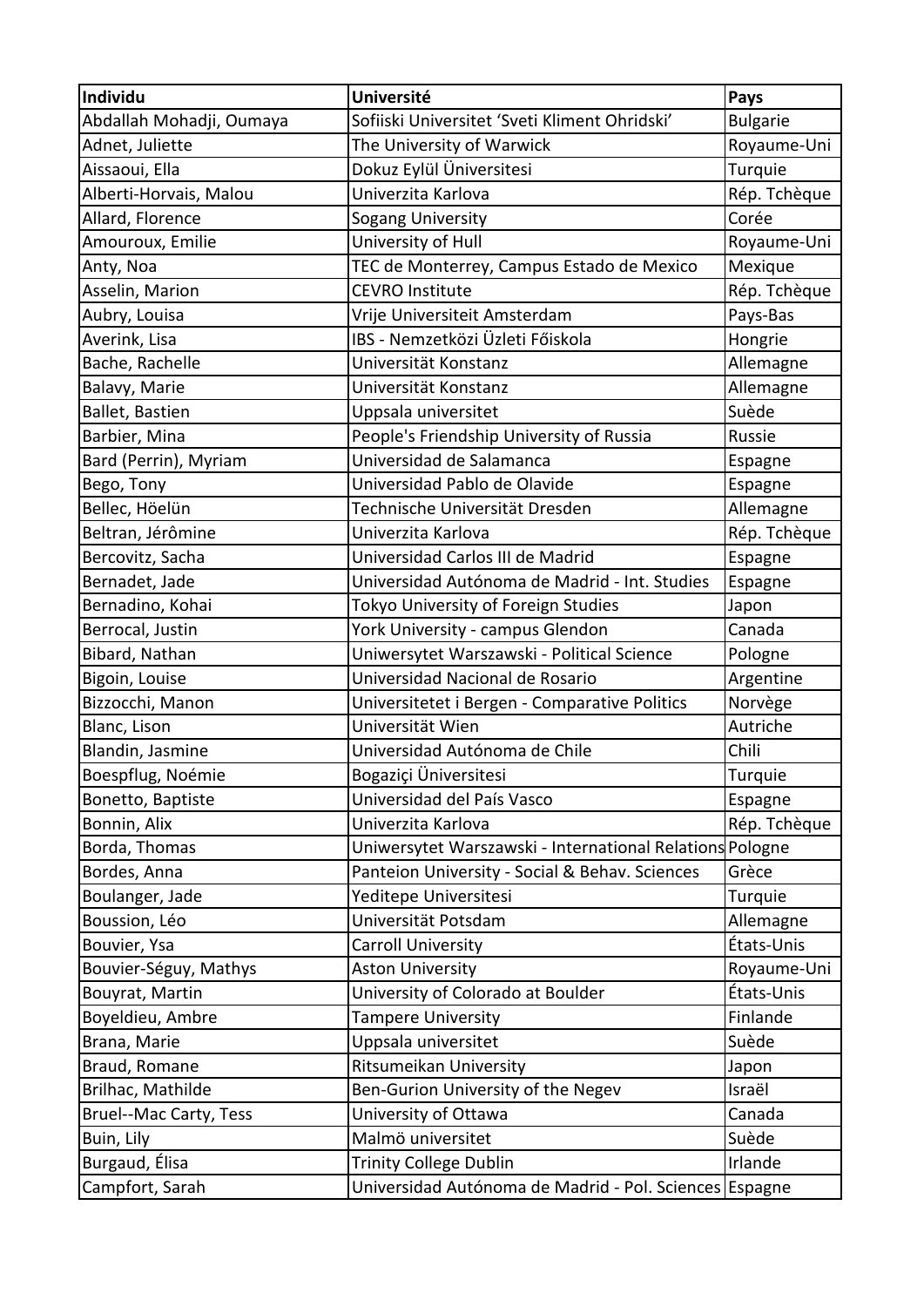| Individu | Université | Pays |
| --- | --- | --- |
| Abdallah Mohadji, Oumaya | Sofiiski Universitet 'Sveti Kliment Ohridski' | Bulgarie |
| Adnet, Juliette | The University of Warwick | Royaume-Uni |
| Aissaoui, Ella | Dokuz Eylül Üniversitesi | Turquie |
| Alberti-Horvais, Malou | Univerzita Karlova | Rép. Tchèque |
| Allard, Florence | Sogang University | Corée |
| Amouroux, Emilie | University of Hull | Royaume-Uni |
| Anty, Noa | TEC de Monterrey, Campus Estado de Mexico | Mexique |
| Asselin, Marion | CEVRO Institute | Rép. Tchèque |
| Aubry, Louisa | Vrije Universiteit Amsterdam | Pays-Bas |
| Averink, Lisa | IBS - Nemzetközi Üzleti Főiskola | Hongrie |
| Bache, Rachelle | Universität Konstanz | Allemagne |
| Balavy, Marie | Universität Konstanz | Allemagne |
| Ballet, Bastien | Uppsala universitet | Suède |
| Barbier, Mina | People's Friendship University of Russia | Russie |
| Bard (Perrin), Myriam | Universidad de Salamanca | Espagne |
| Bego, Tony | Universidad Pablo de Olavide | Espagne |
| Bellec, Höelün | Technische Universität Dresden | Allemagne |
| Beltran, Jérômine | Univerzita Karlova | Rép. Tchèque |
| Bercovitz, Sacha | Universidad Carlos III de Madrid | Espagne |
| Bernadet, Jade | Universidad Autónoma de Madrid - Int. Studies | Espagne |
| Bernadino, Kohai | Tokyo University of Foreign Studies | Japon |
| Berrocal, Justin | York University - campus Glendon | Canada |
| Bibard, Nathan | Uniwersytet Warszawski - Political Science | Pologne |
| Bigoin, Louise | Universidad Nacional de Rosario | Argentine |
| Bizzocchi, Manon | Universitetet i Bergen - Comparative Politics | Norvège |
| Blanc, Lison | Universität Wien | Autriche |
| Blandin, Jasmine | Universidad Autónoma de Chile | Chili |
| Boespflug, Noémie | Bogaziçi Üniversitesi | Turquie |
| Bonetto, Baptiste | Universidad del País Vasco | Espagne |
| Bonnin, Alix | Univerzita Karlova | Rép. Tchèque |
| Borda, Thomas | Uniwersytet Warszawski - International Relations | Pologne |
| Bordes, Anna | Panteion University - Social & Behav. Sciences | Grèce |
| Boulanger, Jade | Yeditepe Universitesi | Turquie |
| Boussion, Léo | Universität Potsdam | Allemagne |
| Bouvier, Ysa | Carroll University | États-Unis |
| Bouvier-Séguy, Mathys | Aston University | Royaume-Uni |
| Bouyrat, Martin | University of Colorado at Boulder | États-Unis |
| Boyeldieu, Ambre | Tampere University | Finlande |
| Brana, Marie | Uppsala universitet | Suède |
| Braud, Romane | Ritsumeikan University | Japon |
| Brilhac, Mathilde | Ben-Gurion University of the Negev | Israël |
| Bruel--Mac Carty, Tess | University of Ottawa | Canada |
| Buin, Lily | Malmö universitet | Suède |
| Burgaud, Élisa | Trinity College Dublin | Irlande |
| Campfort, Sarah | Universidad Autónoma de Madrid - Pol. Sciences | Espagne |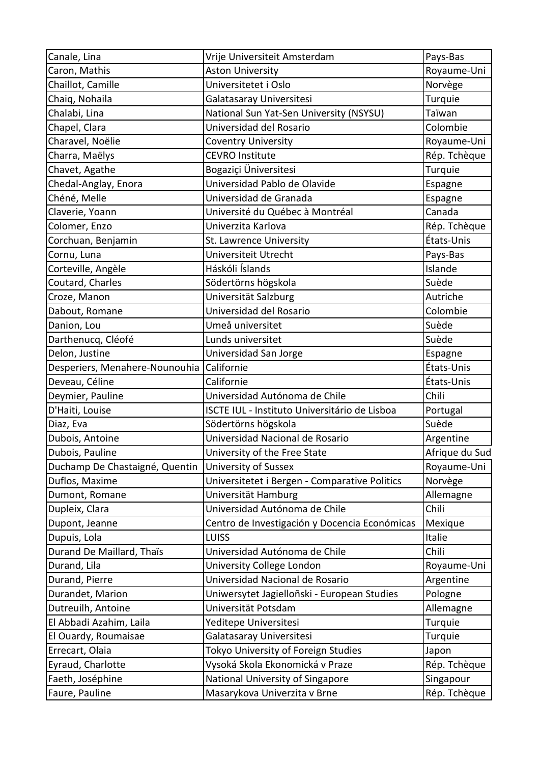| Canale, Lina | Vrije Universiteit Amsterdam | Pays-Bas |
|---|---|---|
| Caron, Mathis | Aston University | Royaume-Uni |
| Chaillot, Camille | Universitetet i Oslo | Norvège |
| Chaiq, Nohaila | Galatasaray Universitesi | Turquie |
| Chalabi, Lina | National Sun Yat-Sen University (NSYSU) | Taïwan |
| Chapel, Clara | Universidad del Rosario | Colombie |
| Charavel, Noëlie | Coventry University | Royaume-Uni |
| Charra, Maëlys | CEVRO Institute | Rép. Tchèque |
| Chavet, Agathe | Bogaziçi Üniversitesi | Turquie |
| Chedal-Anglay, Enora | Universidad Pablo de Olavide | Espagne |
| Chéné, Melle | Universidad de Granada | Espagne |
| Claverie, Yoann | Université du Québec à Montréal | Canada |
| Colomer, Enzo | Univerzita Karlova | Rép. Tchèque |
| Corchuan, Benjamin | St. Lawrence University | États-Unis |
| Cornu, Luna | Universiteit Utrecht | Pays-Bas |
| Corteville, Angèle | Háskóli Íslands | Islande |
| Coutard, Charles | Södertörns högskola | Suède |
| Croze, Manon | Universität Salzburg | Autriche |
| Dabout, Romane | Universidad del Rosario | Colombie |
| Danion, Lou | Umeå universitet | Suède |
| Darthenucq, Cléofé | Lunds universitet | Suède |
| Delon, Justine | Universidad San Jorge | Espagne |
| Desperiers, Menahere-Nounouhia | Californie | États-Unis |
| Deveau, Céline | Californie | États-Unis |
| Deymier, Pauline | Universidad Autónoma de Chile | Chili |
| D'Haiti, Louise | ISCTE IUL - Instituto Universitário de Lisboa | Portugal |
| Diaz, Eva | Södertörns högskola | Suède |
| Dubois, Antoine | Universidad Nacional de Rosario | Argentine |
| Dubois, Pauline | University of the Free State | Afrique du Sud |
| Duchamp De Chastaigné, Quentin | University of Sussex | Royaume-Uni |
| Duflos, Maxime | Universitetet i Bergen - Comparative Politics | Norvège |
| Dumont, Romane | Universität Hamburg | Allemagne |
| Dupleix, Clara | Universidad Autónoma de Chile | Chili |
| Dupont, Jeanne | Centro de Investigación y Docencia Económicas | Mexique |
| Dupuis, Lola | LUISS | Italie |
| Durand De Maillard, Thaïs | Universidad Autónoma de Chile | Chili |
| Durand, Lila | University College London | Royaume-Uni |
| Durand, Pierre | Universidad Nacional de Rosario | Argentine |
| Durandet, Marion | Uniwersytet Jagielloñski - European Studies | Pologne |
| Dutreuilh, Antoine | Universität Potsdam | Allemagne |
| El Abbadi Azahim, Laila | Yeditepe Universitesi | Turquie |
| El Ouardy, Roumaisae | Galatasaray Universitesi | Turquie |
| Errecart, Olaia | Tokyo University of Foreign Studies | Japon |
| Eyraud, Charlotte | Vysoká Skola Ekonomická v Praze | Rép. Tchèque |
| Faeth, Joséphine | National University of Singapore | Singapour |
| Faure, Pauline | Masarykova Univerzita v Brne | Rép. Tchèque |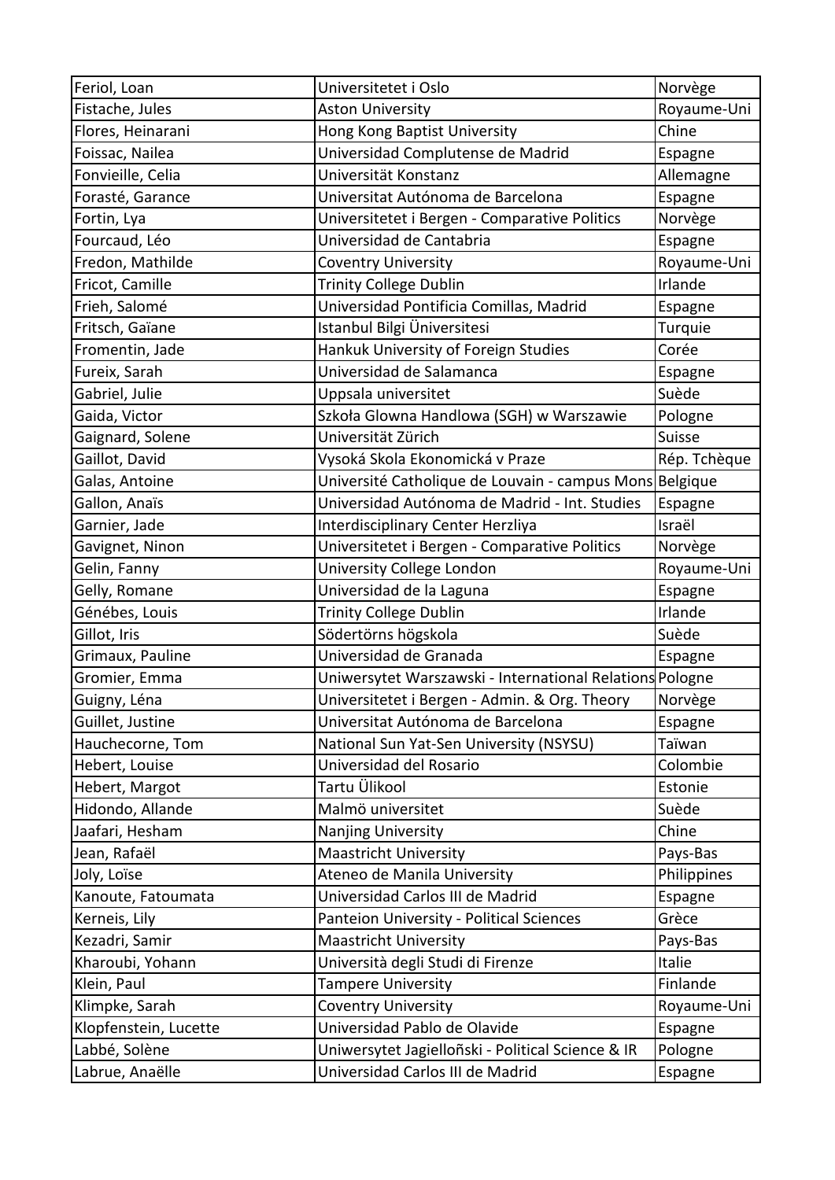| Feriol, Loan | Universitetet i Oslo | Norvège |
|---|---|---|
| Fistache, Jules | Aston University | Royaume-Uni |
| Flores, Heinarani | Hong Kong Baptist University | Chine |
| Foissac, Nailea | Universidad Complutense de Madrid | Espagne |
| Fonvieille, Celia | Universität Konstanz | Allemagne |
| Forasté, Garance | Universitat Autónoma de Barcelona | Espagne |
| Fortin, Lya | Universitetet i Bergen - Comparative Politics | Norvège |
| Fourcaud, Léo | Universidad de Cantabria | Espagne |
| Fredon, Mathilde | Coventry University | Royaume-Uni |
| Fricot, Camille | Trinity College Dublin | Irlande |
| Frieh, Salomé | Universidad Pontificia Comillas, Madrid | Espagne |
| Fritsch, Gaïane | Istanbul Bilgi Üniversitesi | Turquie |
| Fromentin, Jade | Hankuk University of Foreign Studies | Corée |
| Fureix, Sarah | Universidad de Salamanca | Espagne |
| Gabriel, Julie | Uppsala universitet | Suède |
| Gaida, Victor | Szkoła Glowna Handlowa (SGH) w Warszawie | Pologne |
| Gaignard, Solene | Universität Zürich | Suisse |
| Gaillot, David | Vysoká Skola Ekonomická v Praze | Rép. Tchèque |
| Galas, Antoine | Université Catholique de Louvain - campus Mons | Belgique |
| Gallon, Anaïs | Universidad Autónoma de Madrid - Int. Studies | Espagne |
| Garnier, Jade | Interdisciplinary Center Herzliya | Israël |
| Gavignet, Ninon | Universitetet i Bergen - Comparative Politics | Norvège |
| Gelin, Fanny | University College London | Royaume-Uni |
| Gelly, Romane | Universidad de la Laguna | Espagne |
| Génébes, Louis | Trinity College Dublin | Irlande |
| Gillot, Iris | Södertörns högskola | Suède |
| Grimaux, Pauline | Universidad de Granada | Espagne |
| Gromier, Emma | Uniwersytet Warszawski - International Relations | Pologne |
| Guigny, Léna | Universitetet i Bergen - Admin. & Org. Theory | Norvège |
| Guillet, Justine | Universitat Autónoma de Barcelona | Espagne |
| Hauchecorne, Tom | National Sun Yat-Sen University (NSYSU) | Taïwan |
| Hebert, Louise | Universidad del Rosario | Colombie |
| Hebert, Margot | Tartu Ülikool | Estonie |
| Hidondo, Allande | Malmö universitet | Suède |
| Jaafari, Hesham | Nanjing University | Chine |
| Jean, Rafaël | Maastricht University | Pays-Bas |
| Joly, Loïse | Ateneo de Manila University | Philippines |
| Kanoute, Fatoumata | Universidad Carlos III de Madrid | Espagne |
| Kerneis, Lily | Panteion University - Political Sciences | Grèce |
| Kezadri, Samir | Maastricht University | Pays-Bas |
| Kharoubi, Yohann | Università degli Studi di Firenze | Italie |
| Klein, Paul | Tampere University | Finlande |
| Klimpke, Sarah | Coventry University | Royaume-Uni |
| Klopfenstein, Lucette | Universidad Pablo de Olavide | Espagne |
| Labbé, Solène | Uniwersytet Jagielloñski - Political Science & IR | Pologne |
| Labrue, Anaëlle | Universidad Carlos III de Madrid | Espagne |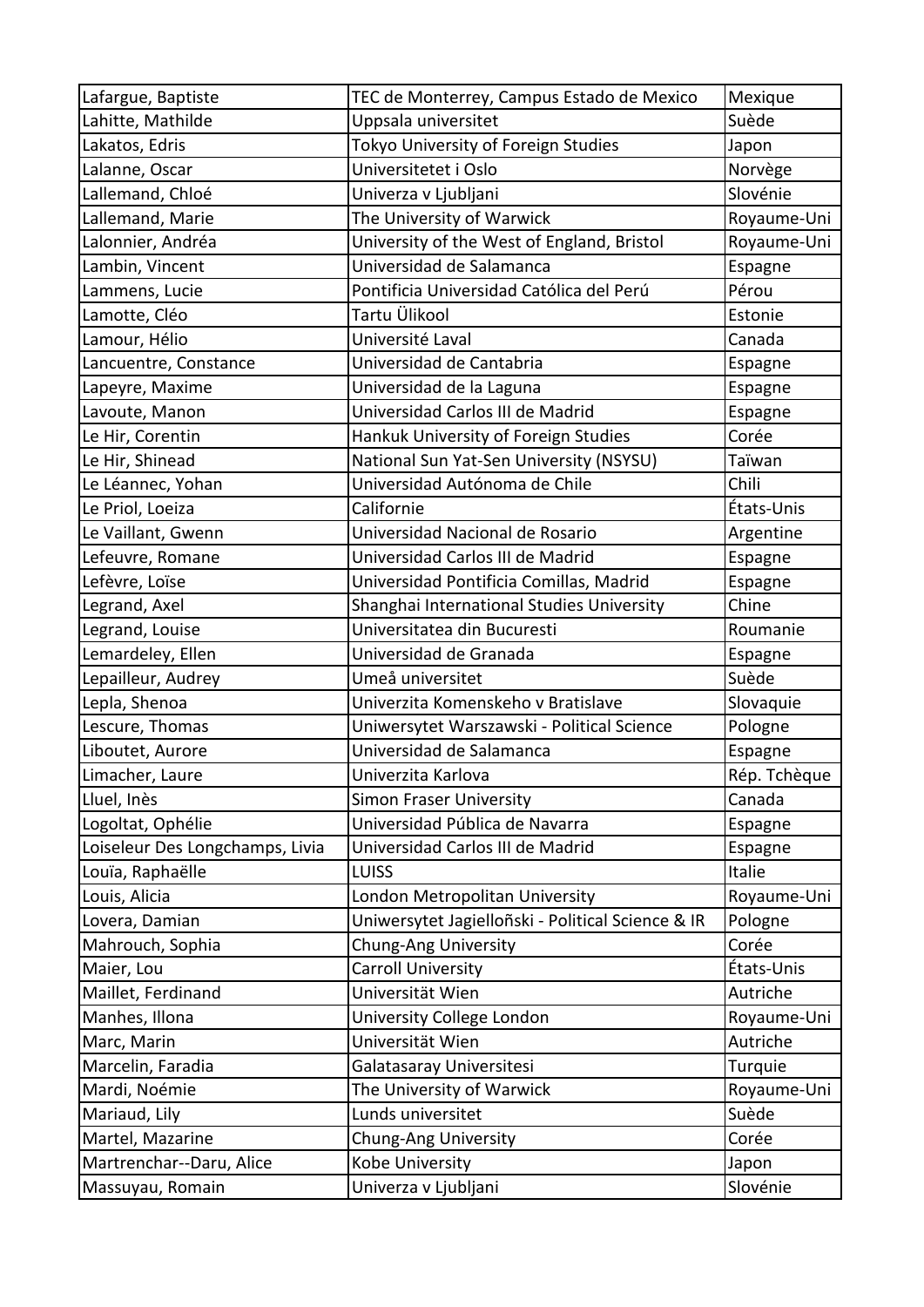| Lafargue, Baptiste | TEC de Monterrey, Campus Estado de Mexico | Mexique |
|---|---|---|
| Lahitte, Mathilde | Uppsala universitet | Suède |
| Lakatos, Edris | Tokyo University of Foreign Studies | Japon |
| Lalanne, Oscar | Universitetet i Oslo | Norvège |
| Lallemand, Chloé | Univerza v Ljubljani | Slovénie |
| Lallemand, Marie | The University of Warwick | Royaume-Uni |
| Lalonnier, Andréa | University of the West of England, Bristol | Royaume-Uni |
| Lambin, Vincent | Universidad de Salamanca | Espagne |
| Lammens, Lucie | Pontificia Universidad Católica del Perú | Pérou |
| Lamotte, Cléo | Tartu Ülikool | Estonie |
| Lamour, Hélio | Université Laval | Canada |
| Lancuentre, Constance | Universidad de Cantabria | Espagne |
| Lapeyre, Maxime | Universidad de la Laguna | Espagne |
| Lavoute, Manon | Universidad Carlos III de Madrid | Espagne |
| Le Hir, Corentin | Hankuk University of Foreign Studies | Corée |
| Le Hir, Shinead | National Sun Yat-Sen University (NSYSU) | Taïwan |
| Le Léannec, Yohan | Universidad Autónoma de Chile | Chili |
| Le Priol, Loeiza | Californie | États-Unis |
| Le Vaillant, Gwenn | Universidad Nacional de Rosario | Argentine |
| Lefeuvre, Romane | Universidad Carlos III de Madrid | Espagne |
| Lefèvre, Loïse | Universidad Pontificia Comillas, Madrid | Espagne |
| Legrand, Axel | Shanghai International Studies University | Chine |
| Legrand, Louise | Universitatea din Bucuresti | Roumanie |
| Lemardeley, Ellen | Universidad de Granada | Espagne |
| Lepailleur, Audrey | Umeå universitet | Suède |
| Lepla, Shenoa | Univerzita Komenskeho v Bratislave | Slovaquie |
| Lescure, Thomas | Uniwersytet Warszawski - Political Science | Pologne |
| Liboutet, Aurore | Universidad de Salamanca | Espagne |
| Limacher, Laure | Univerzita Karlova | Rép. Tchèque |
| Lluel, Inès | Simon Fraser University | Canada |
| Logoltat, Ophélie | Universidad Pública de Navarra | Espagne |
| Loiseleur Des Longchamps, Livia | Universidad Carlos III de Madrid | Espagne |
| Louïa, Raphaëlle | LUISS | Italie |
| Louis, Alicia | London Metropolitan University | Royaume-Uni |
| Lovera, Damian | Uniwersytet Jagielloñski - Political Science & IR | Pologne |
| Mahrouch, Sophia | Chung-Ang University | Corée |
| Maier, Lou | Carroll University | États-Unis |
| Maillet, Ferdinand | Universität Wien | Autriche |
| Manhes, Illona | University College London | Royaume-Uni |
| Marc, Marin | Universität Wien | Autriche |
| Marcelin, Faradia | Galatasaray Universitesi | Turquie |
| Mardi, Noémie | The University of Warwick | Royaume-Uni |
| Mariaud, Lily | Lunds universitet | Suède |
| Martel, Mazarine | Chung-Ang University | Corée |
| Martrenchar--Daru, Alice | Kobe University | Japon |
| Massuyau, Romain | Univerza v Ljubljani | Slovénie |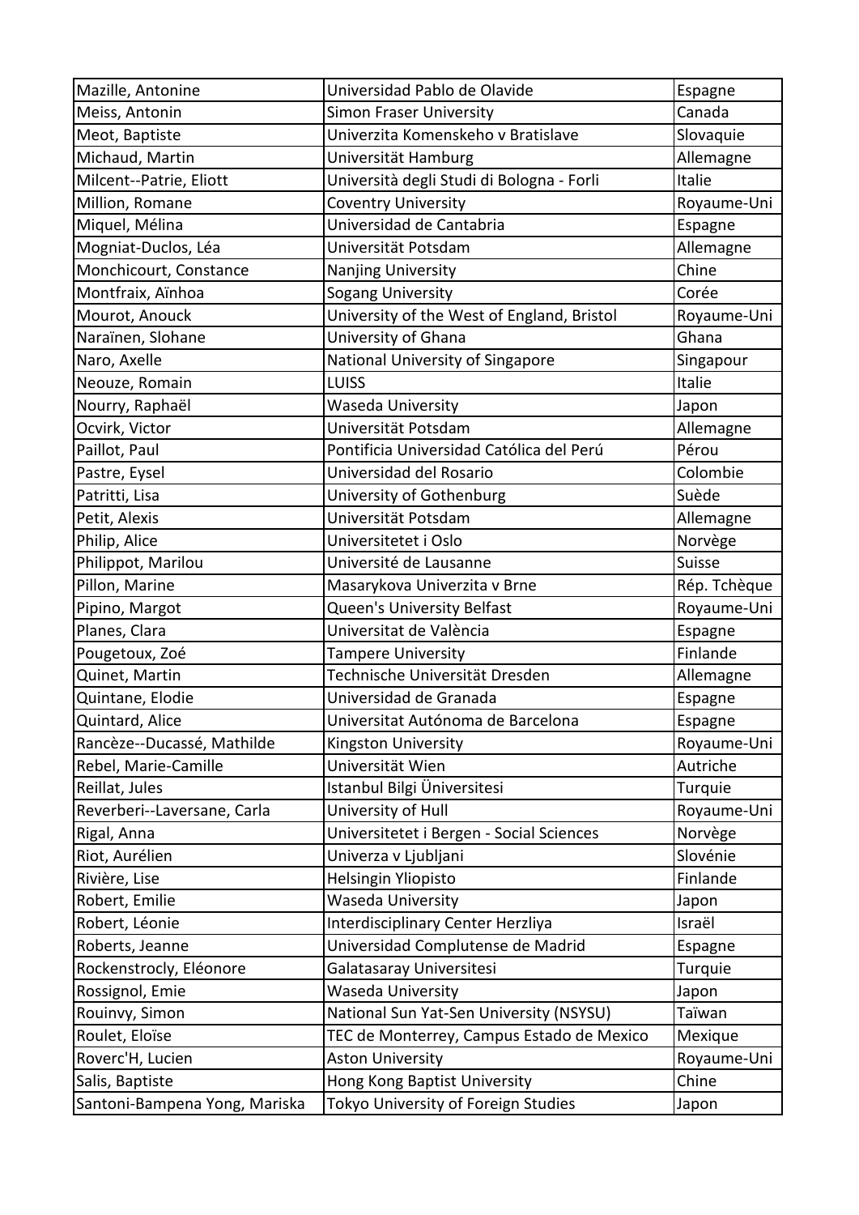| Mazille, Antonine | Universidad Pablo de Olavide | Espagne |
|---|---|---|
| Meiss, Antonin | Simon Fraser University | Canada |
| Meot, Baptiste | Univerzita Komenskeho v Bratislave | Slovaquie |
| Michaud, Martin | Universität Hamburg | Allemagne |
| Milcent--Patrie, Eliott | Università degli Studi di Bologna - Forli | Italie |
| Million, Romane | Coventry University | Royaume-Uni |
| Miquel, Mélina | Universidad de Cantabria | Espagne |
| Mogniat-Duclos, Léa | Universität Potsdam | Allemagne |
| Monchicourt, Constance | Nanjing University | Chine |
| Montfraix, Aïnhoa | Sogang University | Corée |
| Mourot, Anouck | University of the West of England, Bristol | Royaume-Uni |
| Naraïnen, Slohane | University of Ghana | Ghana |
| Naro, Axelle | National University of Singapore | Singapour |
| Neouze, Romain | LUISS | Italie |
| Nourry, Raphaël | Waseda University | Japon |
| Ocvirk, Victor | Universität Potsdam | Allemagne |
| Paillot, Paul | Pontificia Universidad Católica del Perú | Pérou |
| Pastre, Eysel | Universidad del Rosario | Colombie |
| Patritti, Lisa | University of Gothenburg | Suède |
| Petit, Alexis | Universität Potsdam | Allemagne |
| Philip, Alice | Universitetet i Oslo | Norvège |
| Philippot, Marilou | Université de Lausanne | Suisse |
| Pillon, Marine | Masarykova Univerzita v Brne | Rép. Tchèque |
| Pipino, Margot | Queen's University Belfast | Royaume-Uni |
| Planes, Clara | Universitat de València | Espagne |
| Pougetoux, Zoé | Tampere University | Finlande |
| Quinet, Martin | Technische Universität Dresden | Allemagne |
| Quintane, Elodie | Universidad de Granada | Espagne |
| Quintard, Alice | Universitat Autónoma de Barcelona | Espagne |
| Rancèze--Ducassé, Mathilde | Kingston University | Royaume-Uni |
| Rebel, Marie-Camille | Universität Wien | Autriche |
| Reillat, Jules | Istanbul Bilgi Üniversitesi | Turquie |
| Reverberi--Laversane, Carla | University of Hull | Royaume-Uni |
| Rigal, Anna | Universitetet i Bergen - Social Sciences | Norvège |
| Riot, Aurélien | Univerza v Ljubljani | Slovénie |
| Rivière, Lise | Helsingin Yliopisto | Finlande |
| Robert, Emilie | Waseda University | Japon |
| Robert, Léonie | Interdisciplinary Center Herzliya | Israël |
| Roberts, Jeanne | Universidad Complutense de Madrid | Espagne |
| Rockenstrocly, Eléonore | Galatasaray Universitesi | Turquie |
| Rossignol, Emie | Waseda University | Japon |
| Rouinvy, Simon | National Sun Yat-Sen University (NSYSU) | Taïwan |
| Roulet, Eloïse | TEC de Monterrey, Campus Estado de Mexico | Mexique |
| Roverc'H, Lucien | Aston University | Royaume-Uni |
| Salis, Baptiste | Hong Kong Baptist University | Chine |
| Santoni-Bampena Yong, Mariska | Tokyo University of Foreign Studies | Japon |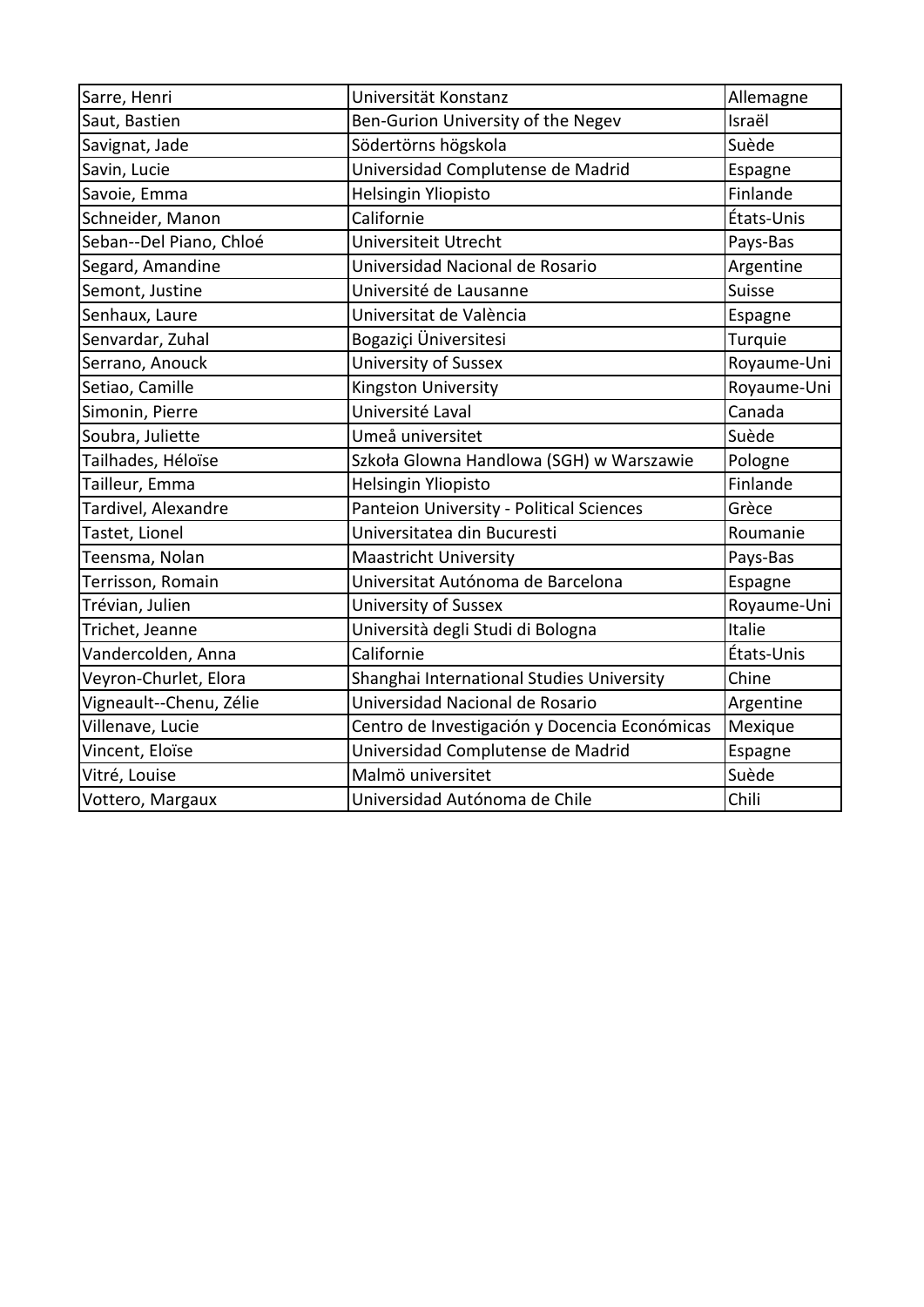| | | |
|---|---|---|
| Sarre, Henri | Universität Konstanz | Allemagne |
| Saut, Bastien | Ben-Gurion University of the Negev | Israël |
| Savignat, Jade | Södertörns högskola | Suède |
| Savin, Lucie | Universidad Complutense de Madrid | Espagne |
| Savoie, Emma | Helsingin Yliopisto | Finlande |
| Schneider, Manon | Californie | États-Unis |
| Seban--Del Piano, Chloé | Universiteit Utrecht | Pays-Bas |
| Segard, Amandine | Universidad Nacional de Rosario | Argentine |
| Semont, Justine | Université de Lausanne | Suisse |
| Senhaux, Laure | Universitat de València | Espagne |
| Senvardar, Zuhal | Bogaziçi Üniversitesi | Turquie |
| Serrano, Anouck | University of Sussex | Royaume-Uni |
| Setiao, Camille | Kingston University | Royaume-Uni |
| Simonin, Pierre | Université Laval | Canada |
| Soubra, Juliette | Umeå universitet | Suède |
| Tailhades, Héloïse | Szkoła Glowna Handlowa (SGH) w Warszawie | Pologne |
| Tailleur, Emma | Helsingin Yliopisto | Finlande |
| Tardivel, Alexandre | Panteion University - Political Sciences | Grèce |
| Tastet, Lionel | Universitatea din Bucuresti | Roumanie |
| Teensma, Nolan | Maastricht University | Pays-Bas |
| Terrisson, Romain | Universitat Autónoma de Barcelona | Espagne |
| Trévian, Julien | University of Sussex | Royaume-Uni |
| Trichet, Jeanne | Università degli Studi di Bologna | Italie |
| Vandercolden, Anna | Californie | États-Unis |
| Veyron-Churlet, Elora | Shanghai International Studies University | Chine |
| Vigneault--Chenu, Zélie | Universidad Nacional de Rosario | Argentine |
| Villenave, Lucie | Centro de Investigación y Docencia Económicas | Mexique |
| Vincent, Eloïse | Universidad Complutense de Madrid | Espagne |
| Vitré, Louise | Malmö universitet | Suède |
| Vottero, Margaux | Universidad Autónoma de Chile | Chili |